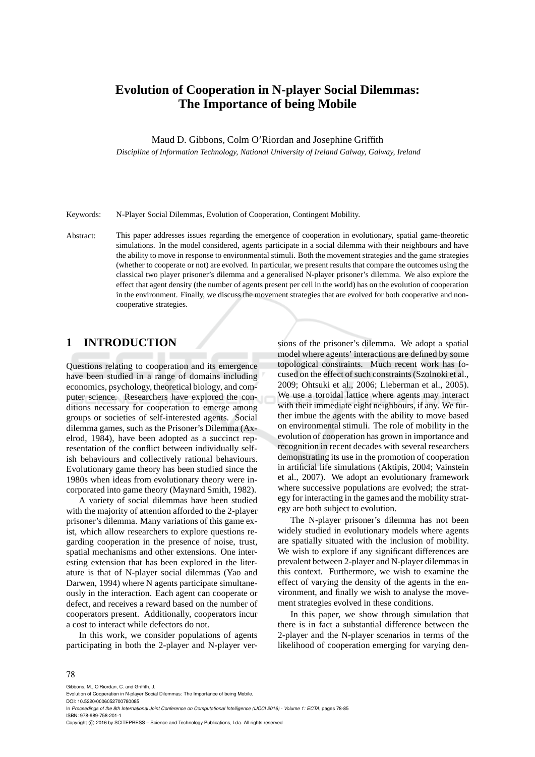# Evolution of Cooperation in N-player Social Dilemmas: The Importance of being Mobile

Maud D. Gibbons, Colm O'Riordan and Josephine Griffith

*Discipline of Information Technology, National University of Ireland Galway, Galway, Ireland*

Keywords: N-Player Social Dilemmas, Evolution of Cooperation, Contingent Mobility.

Abstract: This paper addresses issues regarding the emergence of cooperation in evolutionary, spatial game-theoretic simulations. In the model considered, agents participate in a social dilemma with their neighbours and have the ability to move in response to environmental stimuli. Both the movement strategies and the game strategies (whether to cooperate or not) are evolved. In particular, we present results that compare the outcomes using the classical two player prisoner's dilemma and a generalised N-player prisoner's dilemma. We also explore the effect that agent density (the number of agents present per cell in the world) has on the evolution of cooperation in the environment. Finally, we discuss the movement strategies that are evolved for both cooperative and non-cooperative strategies.

## 1 INTRODUCTION

Questions relating to cooperation and its emergence have been studied in a range of domains including economics, psychology, theoretical biology, and computer science. Researchers have explored the conditions necessary for cooperation to emerge among groups or societies of self-interested agents. Social dilemma games, such as the Prisoner's Dilemma (Axelrod, 1984), have been adopted as a succinct representation of the conflict between individually selfish behaviours and collectively rational behaviours. Evolutionary game theory has been studied since the 1980s when ideas from evolutionary theory were incorporated into game theory (Maynard Smith, 1982).

A variety of social dilemmas have been studied with the majority of attention afforded to the 2-player prisoner's dilemma. Many variations of this game exist, which allow researchers to explore questions regarding cooperation in the presence of noise, trust, spatial mechanisms and other extensions. One interesting extension that has been explored in the literature is that of N-player social dilemmas (Yao and Darwen, 1994) where N agents participate simultaneously in the interaction. Each agent can cooperate or defect, and receives a reward based on the number of cooperators present. Additionally, cooperators incur a cost to interact while defectors do not.

In this work, we consider populations of agents participating in both the 2-player and N-player versions of the prisoner's dilemma. We adopt a spatial model where agents' interactions are defined by some topological constraints. Much recent work has focused on the effect of such constraints (Szolnoki et al., 2009; Ohtsuki et al., 2006; Lieberman et al., 2005). We use a toroidal lattice where agents may interact with their immediate eight neighbours, if any. We further imbue the agents with the ability to move based on environmental stimuli. The role of mobility in the evolution of cooperation has grown in importance and recognition in recent decades with several researchers demonstrating its use in the promotion of cooperation in artificial life simulations (Aktipis, 2004; Vainstein et al., 2007). We adopt an evolutionary framework where successive populations are evolved; the strategy for interacting in the games and the mobility strategy are both subject to evolution.

The N-player prisoner's dilemma has not been widely studied in evolutionary models where agents are spatially situated with the inclusion of mobility. We wish to explore if any significant differences are prevalent between 2-player and N-player dilemmas in this context. Furthermore, we wish to examine the effect of varying the density of the agents in the environment, and finally we wish to analyse the movement strategies evolved in these conditions.

In this paper, we show through simulation that there is in fact a substantial difference between the 2-player and the N-player scenarios in terms of the likelihood of cooperation emerging for varying den-

Gibbons, M., O'Riordan, C. and Griffith, J.
Evolution of Cooperation in N-player Social Dilemmas: The Importance of being Mobile.
DOI: 10.5220/0006052700780085
In *Proceedings of the 8th International Joint Conference on Computational Intelligence (IJCCI 2016) - Volume 1: ECTA*, pages 78-85
ISBN: 978-989-758-201-1
Copyright © 2016 by SCITEPRESS – Science and Technology Publications, Lda. All rights reserved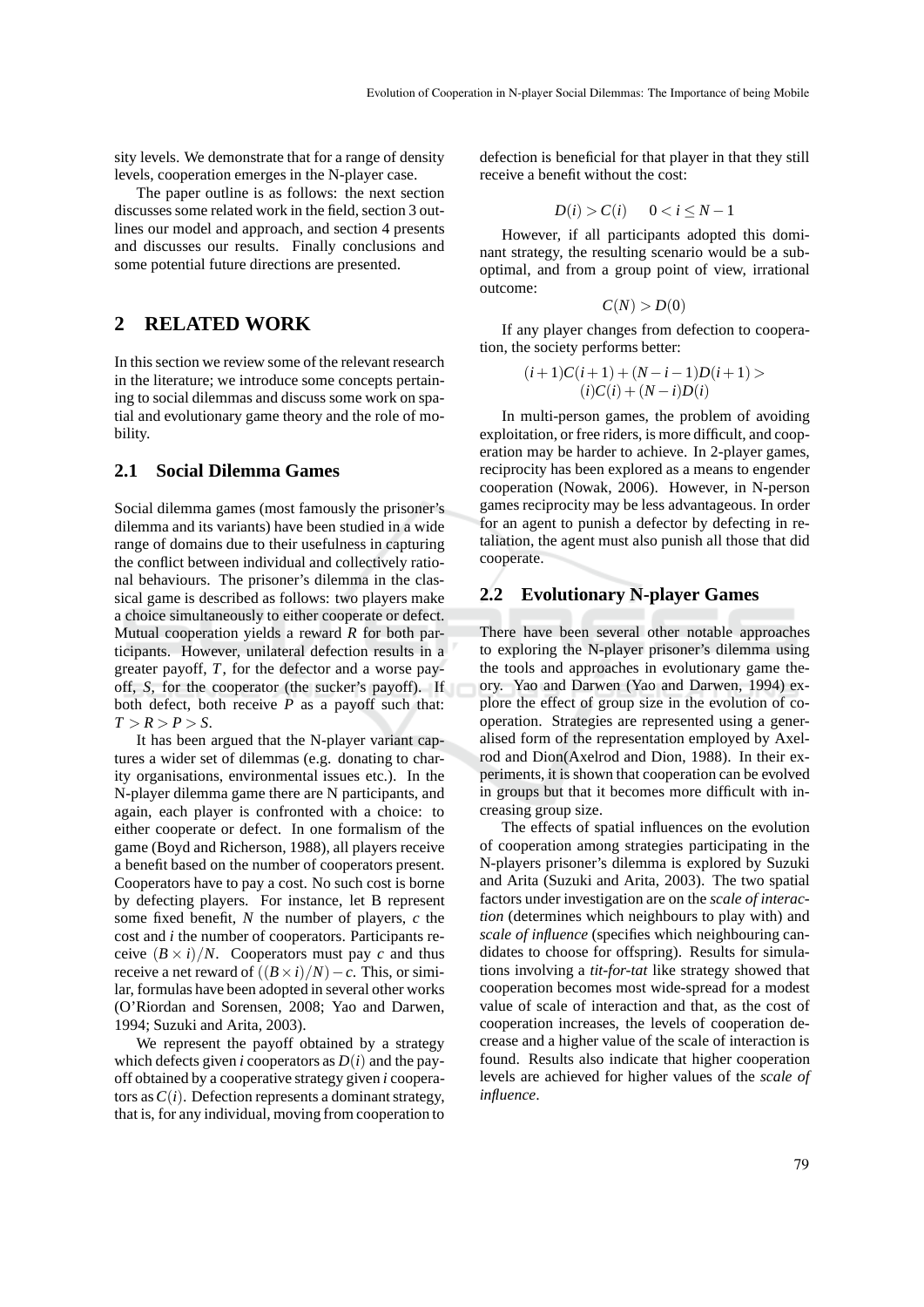sity levels. We demonstrate that for a range of density levels, cooperation emerges in the N-player case.

The paper outline is as follows: the next section discusses some related work in the field, section 3 outlines our model and approach, and section 4 presents and discusses our results. Finally conclusions and some potential future directions are presented.

## 2 RELATED WORK

In this section we review some of the relevant research in the literature; we introduce some concepts pertaining to social dilemmas and discuss some work on spatial and evolutionary game theory and the role of mobility.

### 2.1 Social Dilemma Games

Social dilemma games (most famously the prisoner's dilemma and its variants) have been studied in a wide range of domains due to their usefulness in capturing the conflict between individual and collectively rational behaviours. The prisoner's dilemma in the classical game is described as follows: two players make a choice simultaneously to either cooperate or defect. Mutual cooperation yields a reward $R$ for both participants. However, unilateral defection results in a greater payoff, $T$, for the defector and a worse payoff, $S$, for the cooperator (the sucker's payoff). If both defect, both receive $P$ as a payoff such that: $T > R > P > S$.

It has been argued that the N-player variant captures a wider set of dilemmas (e.g. donating to charity organisations, environmental issues etc.). In the N-player dilemma game there are N participants, and again, each player is confronted with a choice: to either cooperate or defect. In one formalism of the game (Boyd and Richerson, 1988), all players receive a benefit based on the number of cooperators present. Cooperators have to pay a cost. No such cost is borne by defecting players. For instance, let B represent some fixed benefit, $N$ the number of players, $c$ the cost and $i$ the number of cooperators. Participants receive $(B \times i)/N$. Cooperators must pay $c$ and thus receive a net reward of $((B \times i)/N) - c$. This, or similar, formulas have been adopted in several other works (O'Riordan and Sorensen, 2008; Yao and Darwen, 1994; Suzuki and Arita, 2003).

We represent the payoff obtained by a strategy which defects given $i$ cooperators as $D(i)$ and the payoff obtained by a cooperative strategy given $i$ cooperators as $C(i)$. Defection represents a dominant strategy, that is, for any individual, moving from cooperation to defection is beneficial for that player in that they still receive a benefit without the cost:

$$D(i) > C(i) \quad 0 < i \leq N-1$$

However, if all participants adopted this dominant strategy, the resulting scenario would be a suboptimal, and from a group point of view, irrational outcome:

$$C(N) > D(0)$$

If any player changes from defection to cooperation, the society performs better:

$$(i+1)C(i+1) + (N-i-1)D(i+1) > (i)C(i) + (N-i)D(i)$$

In multi-person games, the problem of avoiding exploitation, or free riders, is more difficult, and cooperation may be harder to achieve. In 2-player games, reciprocity has been explored as a means to engender cooperation (Nowak, 2006). However, in N-person games reciprocity may be less advantageous. In order for an agent to punish a defector by defecting in retaliation, the agent must also punish all those that did cooperate.

### 2.2 Evolutionary N-player Games

There have been several other notable approaches to exploring the N-player prisoner's dilemma using the tools and approaches in evolutionary game theory. Yao and Darwen (Yao and Darwen, 1994) explore the effect of group size in the evolution of cooperation. Strategies are represented using a generalised form of the representation employed by Axelrod and Dion(Axelrod and Dion, 1988). In their experiments, it is shown that cooperation can be evolved in groups but that it becomes more difficult with increasing group size.

The effects of spatial influences on the evolution of cooperation among strategies participating in the N-players prisoner's dilemma is explored by Suzuki and Arita (Suzuki and Arita, 2003). The two spatial factors under investigation are on the *scale of interaction* (determines which neighbours to play with) and *scale of influence* (specifies which neighbouring candidates to choose for offspring). Results for simulations involving a *tit-for-tat* like strategy showed that cooperation becomes most wide-spread for a modest value of scale of interaction and that, as the cost of cooperation increases, the levels of cooperation decrease and a higher value of the scale of interaction is found. Results also indicate that higher cooperation levels are achieved for higher values of the *scale of influence*.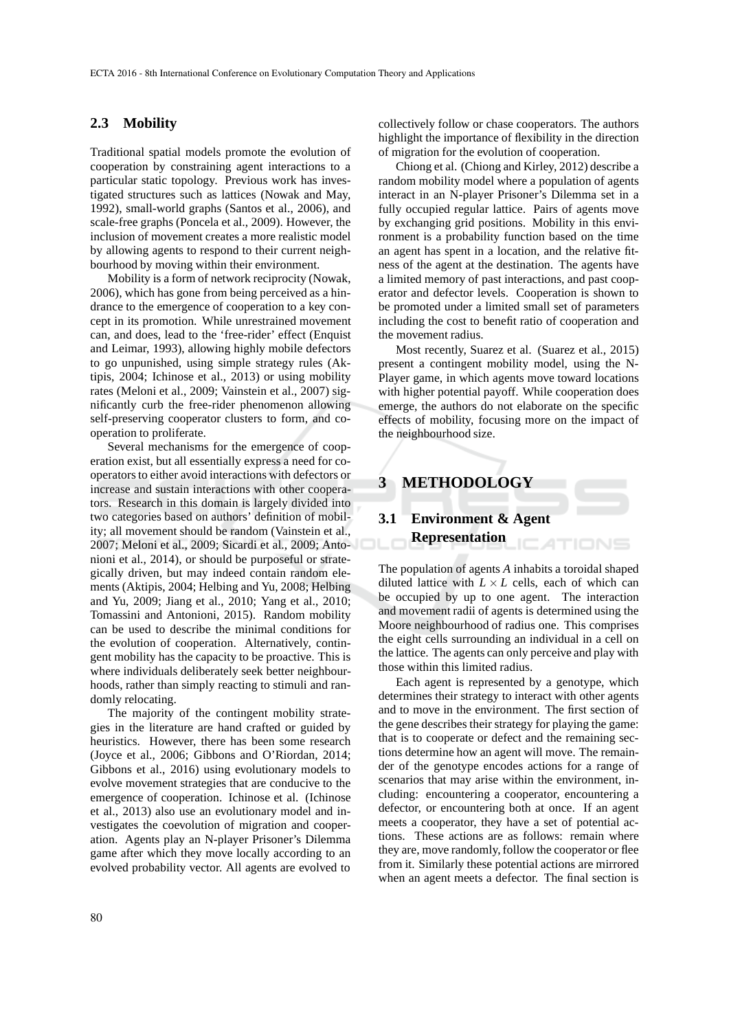## 2.3 Mobility

Traditional spatial models promote the evolution of cooperation by constraining agent interactions to a particular static topology. Previous work has investigated structures such as lattices (Nowak and May, 1992), small-world graphs (Santos et al., 2006), and scale-free graphs (Poncela et al., 2009). However, the inclusion of movement creates a more realistic model by allowing agents to respond to their current neighbourhood by moving within their environment.

Mobility is a form of network reciprocity (Nowak, 2006), which has gone from being perceived as a hindrance to the emergence of cooperation to a key concept in its promotion. While unrestrained movement can, and does, lead to the 'free-rider' effect (Enquist and Leimar, 1993), allowing highly mobile defectors to go unpunished, using simple strategy rules (Aktipis, 2004; Ichinose et al., 2013) or using mobility rates (Meloni et al., 2009; Vainstein et al., 2007) significantly curb the free-rider phenomenon allowing self-preserving cooperator clusters to form, and cooperation to proliferate.

Several mechanisms for the emergence of cooperation exist, but all essentially express a need for cooperators to either avoid interactions with defectors or increase and sustain interactions with other cooperators. Research in this domain is largely divided into two categories based on authors' definition of mobility; all movement should be random (Vainstein et al., 2007; Meloni et al., 2009; Sicardi et al., 2009; Antonioni et al., 2014), or should be purposeful or strategically driven, but may indeed contain random elements (Aktipis, 2004; Helbing and Yu, 2008; Helbing and Yu, 2009; Jiang et al., 2010; Yang et al., 2010; Tomassini and Antonioni, 2015). Random mobility can be used to describe the minimal conditions for the evolution of cooperation. Alternatively, contingent mobility has the capacity to be proactive. This is where individuals deliberately seek better neighbourhoods, rather than simply reacting to stimuli and randomly relocating.

The majority of the contingent mobility strategies in the literature are hand crafted or guided by heuristics. However, there has been some research (Joyce et al., 2006; Gibbons and O'Riordan, 2014; Gibbons et al., 2016) using evolutionary models to evolve movement strategies that are conducive to the emergence of cooperation. Ichinose et al. (Ichinose et al., 2013) also use an evolutionary model and investigates the coevolution of migration and cooperation. Agents play an N-player Prisoner's Dilemma game after which they move locally according to an evolved probability vector. All agents are evolved to collectively follow or chase cooperators. The authors highlight the importance of flexibility in the direction of migration for the evolution of cooperation.

Chiong et al. (Chiong and Kirley, 2012) describe a random mobility model where a population of agents interact in an N-player Prisoner's Dilemma set in a fully occupied regular lattice. Pairs of agents move by exchanging grid positions. Mobility in this environment is a probability function based on the time an agent has spent in a location, and the relative fitness of the agent at the destination. The agents have a limited memory of past interactions, and past cooperator and defector levels. Cooperation is shown to be promoted under a limited small set of parameters including the cost to benefit ratio of cooperation and the movement radius.

Most recently, Suarez et al. (Suarez et al., 2015) present a contingent mobility model, using the N-Player game, in which agents move toward locations with higher potential payoff. While cooperation does emerge, the authors do not elaborate on the specific effects of mobility, focusing more on the impact of the neighbourhood size.

# 3 METHODOLOGY

## 3.1 Environment & Agent Representation

The population of agents $A$ inhabits a toroidal shaped diluted lattice with $L \times L$ cells, each of which can be occupied by up to one agent. The interaction and movement radii of agents is determined using the Moore neighbourhood of radius one. This comprises the eight cells surrounding an individual in a cell on the lattice. The agents can only perceive and play with those within this limited radius.

Each agent is represented by a genotype, which determines their strategy to interact with other agents and to move in the environment. The first section of the gene describes their strategy for playing the game: that is to cooperate or defect and the remaining sections determine how an agent will move. The remainder of the genotype encodes actions for a range of scenarios that may arise within the environment, including: encountering a cooperator, encountering a defector, or encountering both at once. If an agent meets a cooperator, they have a set of potential actions. These actions are as follows: remain where they are, move randomly, follow the cooperator or flee from it. Similarly these potential actions are mirrored when an agent meets a defector. The final section is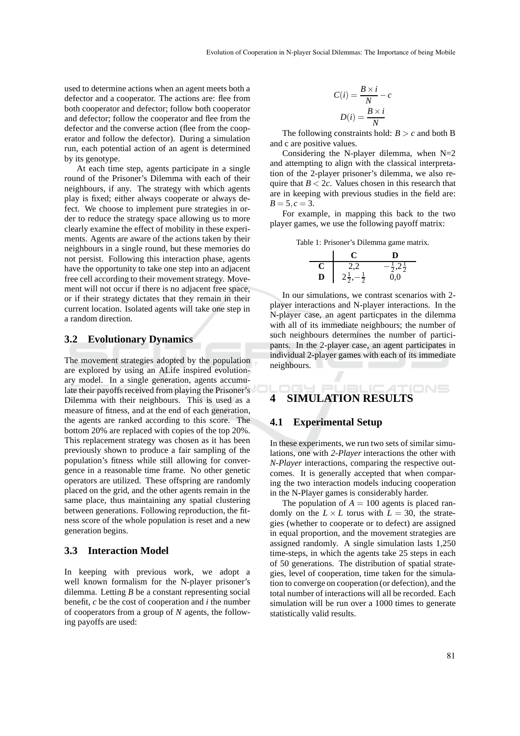used to determine actions when an agent meets both a defector and a cooperator. The actions are: flee from both cooperator and defector; follow both cooperator and defector; follow the cooperator and flee from the defector and the converse action (flee from the cooperator and follow the defector). During a simulation run, each potential action of an agent is determined by its genotype.

At each time step, agents participate in a single round of the Prisoner's Dilemma with each of their neighbours, if any. The strategy with which agents play is fixed; either always cooperate or always defect. We choose to implement pure strategies in order to reduce the strategy space allowing us to more clearly examine the effect of mobility in these experiments. Agents are aware of the actions taken by their neighbours in a single round, but these memories do not persist. Following this interaction phase, agents have the opportunity to take one step into an adjacent free cell according to their movement strategy. Movement will not occur if there is no adjacent free space, or if their strategy dictates that they remain in their current location. Isolated agents will take one step in a random direction.

## 3.2 Evolutionary Dynamics

The movement strategies adopted by the population are explored by using an ALife inspired evolutionary model. In a single generation, agents accumulate their payoffs received from playing the Prisoner's Dilemma with their neighbours. This is used as a measure of fitness, and at the end of each generation, the agents are ranked according to this score. The bottom 20% are replaced with copies of the top 20%. This replacement strategy was chosen as it has been previously shown to produce a fair sampling of the population's fitness while still allowing for convergence in a reasonable time frame. No other genetic operators are utilized. These offspring are randomly placed on the grid, and the other agents remain in the same place, thus maintaining any spatial clustering between generations. Following reproduction, the fitness score of the whole population is reset and a new generation begins.

## 3.3 Interaction Model

In keeping with previous work, we adopt a well known formalism for the N-player prisoner's dilemma. Letting $B$ be a constant representing social benefit, $c$ be the cost of cooperation and $i$ the number of cooperators from a group of $N$ agents, the following payoffs are used:

$$C(i) = \frac{B \times i}{N} - c$$

$$D(i) = \frac{B \times i}{N}$$

The following constraints hold: $B > c$ and both B and c are positive values.

Considering the N-player dilemma, when N=2 and attempting to align with the classical interpretation of the 2-player prisoner's dilemma, we also require that $B < 2c$. Values chosen in this research that are in keeping with previous studies in the field are: $B = 5, c = 3$.

For example, in mapping this back to the two player games, we use the following payoff matrix:

Table 1: Prisoner's Dilemma game matrix.

| | **C** | **D** |
|---|---|---|
| **C** | 2,2 | $-\frac{1}{2}, 2\frac{1}{2}$ |
| **D** | $2\frac{1}{2}, -\frac{1}{2}$ | 0,0 |

In our simulations, we contrast scenarios with 2-player interactions and N-player interactions. In the N-player case, an agent particpates in the dilemma with all of its immediate neighbours; the number of such neighbours determines the number of participants. In the 2-player case, an agent participates in individual 2-player games with each of its immediate neighbours.

# 4 SIMULATION RESULTS

## 4.1 Experimental Setup

In these experiments, we run two sets of similar simulations, one with *2-Player* interactions the other with *N-Player* interactions, comparing the respective outcomes. It is generally accepted that when comparing the two interaction models inducing cooperation in the N-Player games is considerably harder.

The population of $A = 100$ agents is placed randomly on the $L \times L$ torus with $L = 30$, the strategies (whether to cooperate or to defect) are assigned in equal proportion, and the movement strategies are assigned randomly. A single simulation lasts 1,250 time-steps, in which the agents take 25 steps in each of 50 generations. The distribution of spatial strategies, level of cooperation, time taken for the simulation to converge on cooperation (or defection), and the total number of interactions will all be recorded. Each simulation will be run over a 1000 times to generate statistically valid results.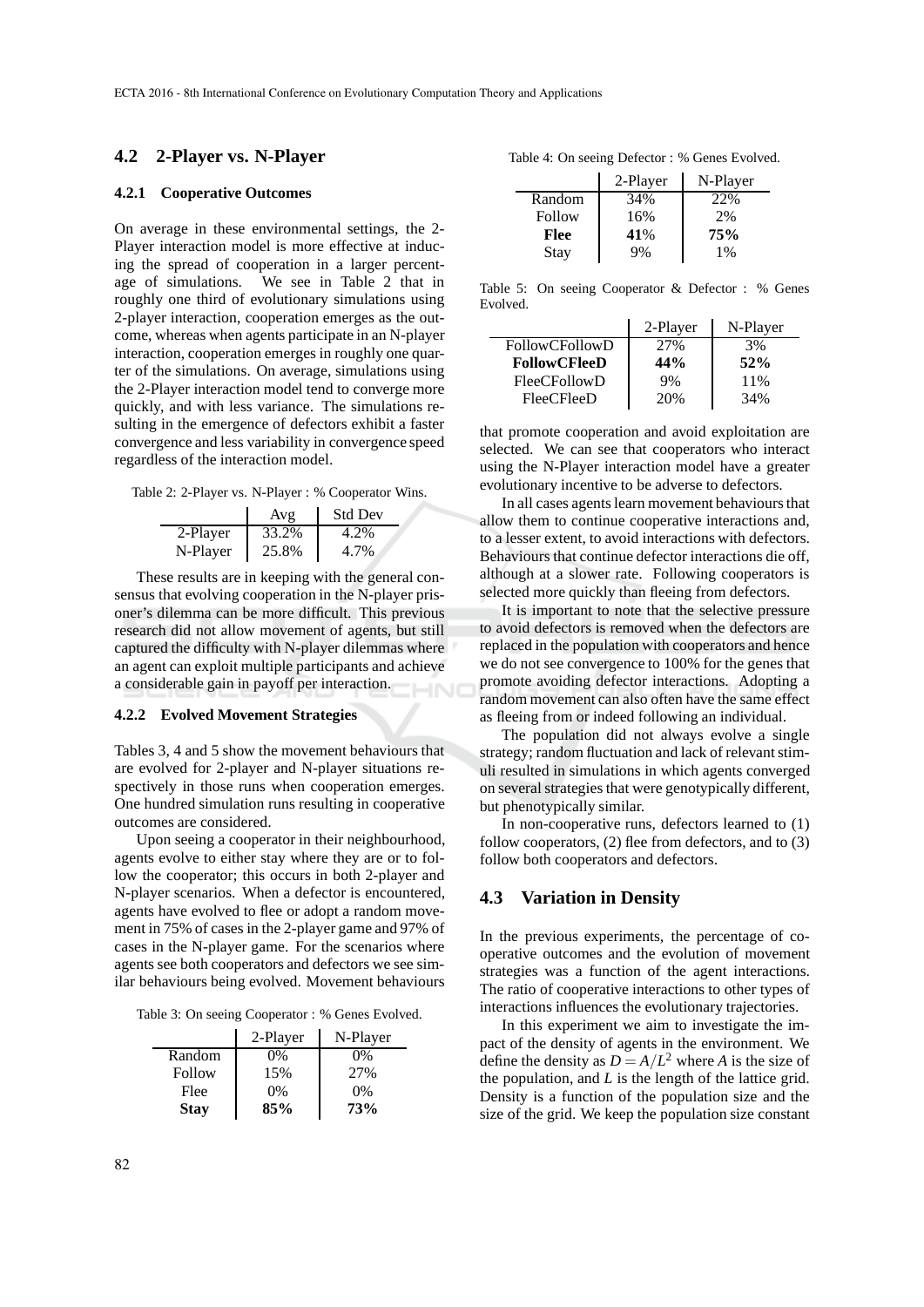## 4.2 2-Player vs. N-Player

### 4.2.1 Cooperative Outcomes

On average in these environmental settings, the 2-Player interaction model is more effective at inducing the spread of cooperation in a larger percentage of simulations. We see in Table 2 that in roughly one third of evolutionary simulations using 2-player interaction, cooperation emerges as the outcome, whereas when agents participate in an N-player interaction, cooperation emerges in roughly one quarter of the simulations. On average, simulations using the 2-Player interaction model tend to converge more quickly, and with less variance. The simulations resulting in the emergence of defectors exhibit a faster convergence and less variability in convergence speed regardless of the interaction model.

Table 2: 2-Player vs. N-Player : % Cooperator Wins.

| | Avg | Std Dev |
|---|---|---|
| 2-Player | 33.2% | 4.2% |
| N-Player | 25.8% | 4.7% |

These results are in keeping with the general consensus that evolving cooperation in the N-player prisoner's dilemma can be more difficult. This previous research did not allow movement of agents, but still captured the difficulty with N-player dilemmas where an agent can exploit multiple participants and achieve a considerable gain in payoff per interaction.

### 4.2.2 Evolved Movement Strategies

Tables 3, 4 and 5 show the movement behaviours that are evolved for 2-player and N-player situations respectively in those runs when cooperation emerges. One hundred simulation runs resulting in cooperative outcomes are considered.

Upon seeing a cooperator in their neighbourhood, agents evolve to either stay where they are or to follow the cooperator; this occurs in both 2-player and N-player scenarios. When a defector is encountered, agents have evolved to flee or adopt a random movement in 75% of cases in the 2-player game and 97% of cases in the N-player game. For the scenarios where agents see both cooperators and defectors we see similar behaviours being evolved. Movement behaviours that promote cooperation and avoid exploitation are selected. We can see that cooperators who interact using the N-Player interaction model have a greater evolutionary incentive to be adverse to defectors.

Table 3: On seeing Cooperator : % Genes Evolved.

| | 2-Player | N-Player |
|---|---|---|
| Random | 0% | 0% |
| Follow | 15% | 27% |
| Flee | 0% | 0% |
| **Stay** | **85%** | **73%** |

Table 4: On seeing Defector : % Genes Evolved.

| | 2-Player | N-Player |
|---|---|---|
| Random | 34% | 22% |
| Follow | 16% | 2% |
| **Flee** | **41**% | **75%** |
| Stay | 9% | 1% |

Table 5: On seeing Cooperator & Defector : % Genes Evolved.

| | 2-Player | N-Player |
|---|---|---|
| FollowCFollowD | 27% | 3% |
| **FollowCFleeD** | **44%** | **52%** |
| FleeCFollowD | 9% | 11% |
| FleeCFleeD | 20% | 34% |

In all cases agents learn movement behaviours that allow them to continue cooperative interactions and, to a lesser extent, to avoid interactions with defectors. Behaviours that continue defector interactions die off, although at a slower rate. Following cooperators is selected more quickly than fleeing from defectors.

It is important to note that the selective pressure to avoid defectors is removed when the defectors are replaced in the population with cooperators and hence we do not see convergence to 100% for the genes that promote avoiding defector interactions. Adopting a random movement can also often have the same effect as fleeing from or indeed following an individual.

The population did not always evolve a single strategy; random fluctuation and lack of relevant stimuli resulted in simulations in which agents converged on several strategies that were genotypically different, but phenotypically similar.

In non-cooperative runs, defectors learned to (1) follow cooperators, (2) flee from defectors, and to (3) follow both cooperators and defectors.

## 4.3 Variation in Density

In the previous experiments, the percentage of cooperative outcomes and the evolution of movement strategies was a function of the agent interactions. The ratio of cooperative interactions to other types of interactions influences the evolutionary trajectories.

In this experiment we aim to investigate the impact of the density of agents in the environment. We define the density as $D = A/L^2$ where $A$ is the size of the population, and $L$ is the length of the lattice grid. Density is a function of the population size and the size of the grid. We keep the population size constant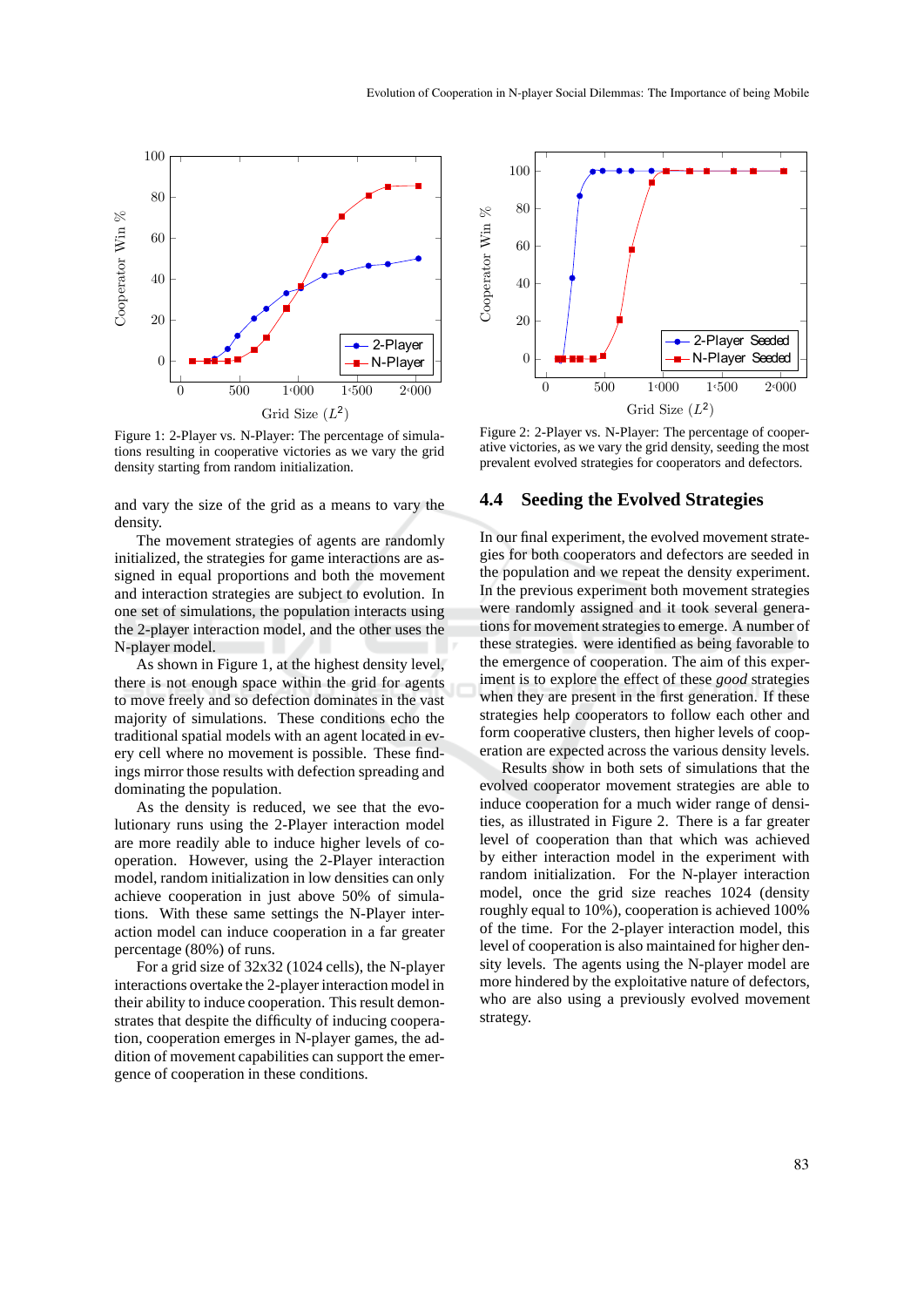Figure 1: 2-Player vs. N-Player: The percentage of simulations resulting in cooperative victories as we vary the grid density starting from random initialization.

and vary the size of the grid as a means to vary the density.

The movement strategies of agents are randomly initialized, the strategies for game interactions are assigned in equal proportions and both the movement and interaction strategies are subject to evolution. In one set of simulations, the population interacts using the 2-player interaction model, and the other uses the N-player model.

As shown in Figure 1, at the highest density level, there is not enough space within the grid for agents to move freely and so defection dominates in the vast majority of simulations. These conditions echo the traditional spatial models with an agent located in every cell where no movement is possible. These findings mirror those results with defection spreading and dominating the population.

As the density is reduced, we see that the evolutionary runs using the 2-Player interaction model are more readily able to induce higher levels of cooperation. However, using the 2-Player interaction model, random initialization in low densities can only achieve cooperation in just above 50% of simulations. With these same settings the N-Player interaction model can induce cooperation in a far greater percentage (80%) of runs.

For a grid size of 32x32 (1024 cells), the N-player interactions overtake the 2-player interaction model in their ability to induce cooperation. This result demonstrates that despite the difficulty of inducing cooperation, cooperation emerges in N-player games, the addition of movement capabilities can support the emergence of cooperation in these conditions.

Figure 2: 2-Player vs. N-Player: The percentage of cooperative victories, as we vary the grid density, seeding the most prevalent evolved strategies for cooperators and defectors.

## 4.4 Seeding the Evolved Strategies

In our final experiment, the evolved movement strategies for both cooperators and defectors are seeded in the population and we repeat the density experiment. In the previous experiment both movement strategies were randomly assigned and it took several generations for movement strategies to emerge. A number of these strategies. were identified as being favorable to the emergence of cooperation. The aim of this experiment is to explore the effect of these *good* strategies when they are present in the first generation. If these strategies help cooperators to follow each other and form cooperative clusters, then higher levels of cooperation are expected across the various density levels.

Results show in both sets of simulations that the evolved cooperator movement strategies are able to induce cooperation for a much wider range of densities, as illustrated in Figure 2. There is a far greater level of cooperation than that which was achieved by either interaction model in the experiment with random initialization. For the N-player interaction model, once the grid size reaches 1024 (density roughly equal to 10%), cooperation is achieved 100% of the time. For the 2-player interaction model, this level of cooperation is also maintained for higher density levels. The agents using the N-player model are more hindered by the exploitative nature of defectors, who are also using a previously evolved movement strategy.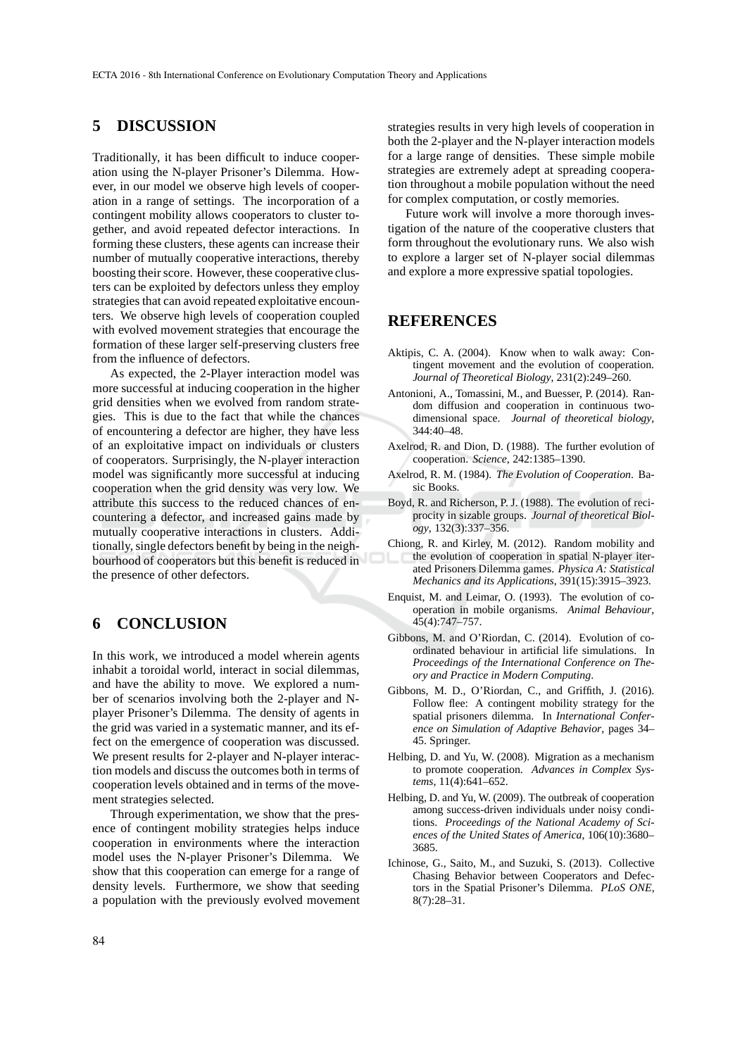## 5 DISCUSSION

Traditionally, it has been difficult to induce cooperation using the N-player Prisoner's Dilemma. However, in our model we observe high levels of cooperation in a range of settings. The incorporation of a contingent mobility allows cooperators to cluster together, and avoid repeated defector interactions. In forming these clusters, these agents can increase their number of mutually cooperative interactions, thereby boosting their score. However, these cooperative clusters can be exploited by defectors unless they employ strategies that can avoid repeated exploitative encounters. We observe high levels of cooperation coupled with evolved movement strategies that encourage the formation of these larger self-preserving clusters free from the influence of defectors.

As expected, the 2-Player interaction model was more successful at inducing cooperation in the higher grid densities when we evolved from random strategies. This is due to the fact that while the chances of encountering a defector are higher, they have less of an exploitative impact on individuals or clusters of cooperators. Surprisingly, the N-player interaction model was significantly more successful at inducing cooperation when the grid density was very low. We attribute this success to the reduced chances of encountering a defector, and increased gains made by mutually cooperative interactions in clusters. Additionally, single defectors benefit by being in the neighbourhood of cooperators but this benefit is reduced in the presence of other defectors.

## 6 CONCLUSION

In this work, we introduced a model wherein agents inhabit a toroidal world, interact in social dilemmas, and have the ability to move. We explored a number of scenarios involving both the 2-player and N-player Prisoner's Dilemma. The density of agents in the grid was varied in a systematic manner, and its effect on the emergence of cooperation was discussed. We present results for 2-player and N-player interaction models and discuss the outcomes both in terms of cooperation levels obtained and in terms of the movement strategies selected.

Through experimentation, we show that the presence of contingent mobility strategies helps induce cooperation in environments where the interaction model uses the N-player Prisoner's Dilemma. We show that this cooperation can emerge for a range of density levels. Furthermore, we show that seeding a population with the previously evolved movement strategies results in very high levels of cooperation in both the 2-player and the N-player interaction models for a large range of densities. These simple mobile strategies are extremely adept at spreading cooperation throughout a mobile population without the need for complex computation, or costly memories.

Future work will involve a more thorough investigation of the nature of the cooperative clusters that form throughout the evolutionary runs. We also wish to explore a larger set of N-player social dilemmas and explore a more expressive spatial topologies.

## REFERENCES

Aktipis, C. A. (2004). Know when to walk away: Contingent movement and the evolution of cooperation. *Journal of Theoretical Biology*, 231(2):249–260.

Antonioni, A., Tomassini, M., and Buesser, P. (2014). Random diffusion and cooperation in continuous two-dimensional space. *Journal of theoretical biology*, 344:40–48.

Axelrod, R. and Dion, D. (1988). The further evolution of cooperation. *Science*, 242:1385–1390.

Axelrod, R. M. (1984). *The Evolution of Cooperation*. Basic Books.

Boyd, R. and Richerson, P. J. (1988). The evolution of reciprocity in sizable groups. *Journal of theoretical Biology*, 132(3):337–356.

Chiong, R. and Kirley, M. (2012). Random mobility and the evolution of cooperation in spatial N-player iterated Prisoners Dilemma games. *Physica A: Statistical Mechanics and its Applications*, 391(15):3915–3923.

Enquist, M. and Leimar, O. (1993). The evolution of cooperation in mobile organisms. *Animal Behaviour*, 45(4):747–757.

Gibbons, M. and O'Riordan, C. (2014). Evolution of coordinated behaviour in artificial life simulations. In *Proceedings of the International Conference on Theory and Practice in Modern Computing*.

Gibbons, M. D., O'Riordan, C., and Griffith, J. (2016). Follow flee: A contingent mobility strategy for the spatial prisoners dilemma. In *International Conference on Simulation of Adaptive Behavior*, pages 34–45. Springer.

Helbing, D. and Yu, W. (2008). Migration as a mechanism to promote cooperation. *Advances in Complex Systems*, 11(4):641–652.

Helbing, D. and Yu, W. (2009). The outbreak of cooperation among success-driven individuals under noisy conditions. *Proceedings of the National Academy of Sciences of the United States of America*, 106(10):3680–3685.

Ichinose, G., Saito, M., and Suzuki, S. (2013). Collective Chasing Behavior between Cooperators and Defectors in the Spatial Prisoner's Dilemma. *PLoS ONE*, 8(7):28–31.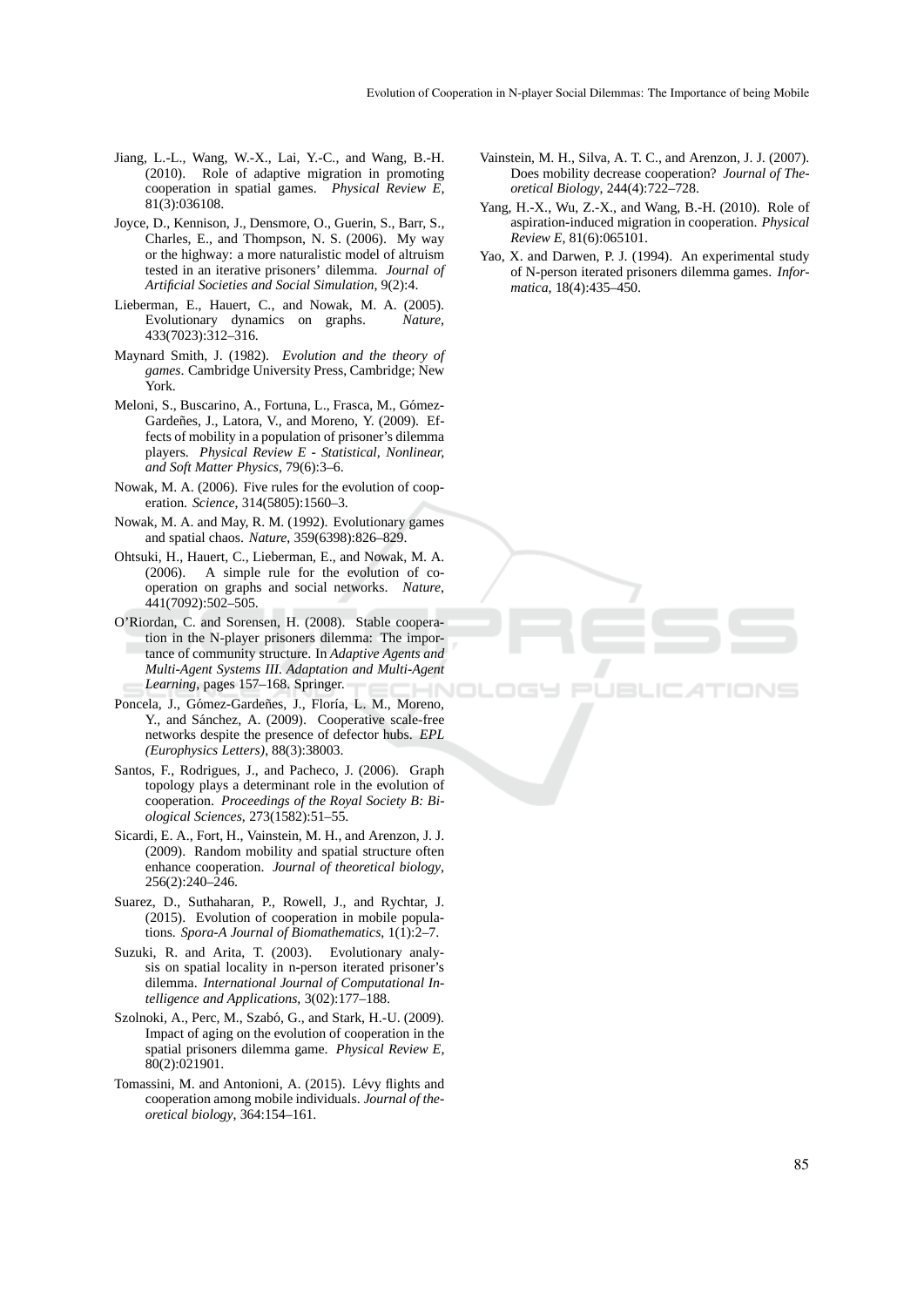Jiang, L.-L., Wang, W.-X., Lai, Y.-C., and Wang, B.-H. (2010). Role of adaptive migration in promoting cooperation in spatial games. *Physical Review E*, 81(3):036108.

Joyce, D., Kennison, J., Densmore, O., Guerin, S., Barr, S., Charles, E., and Thompson, N. S. (2006). My way or the highway: a more naturalistic model of altruism tested in an iterative prisoners' dilemma. *Journal of Artificial Societies and Social Simulation*, 9(2):4.

Lieberman, E., Hauert, C., and Nowak, M. A. (2005). Evolutionary dynamics on graphs. *Nature*, 433(7023):312–316.

Maynard Smith, J. (1982). *Evolution and the theory of games*. Cambridge University Press, Cambridge; New York.

Meloni, S., Buscarino, A., Fortuna, L., Frasca, M., Gómez-Gardeñes, J., Latora, V., and Moreno, Y. (2009). Effects of mobility in a population of prisoner's dilemma players. *Physical Review E - Statistical, Nonlinear, and Soft Matter Physics*, 79(6):3–6.

Nowak, M. A. (2006). Five rules for the evolution of cooperation. *Science*, 314(5805):1560–3.

Nowak, M. A. and May, R. M. (1992). Evolutionary games and spatial chaos. *Nature*, 359(6398):826–829.

Ohtsuki, H., Hauert, C., Lieberman, E., and Nowak, M. A. (2006). A simple rule for the evolution of cooperation on graphs and social networks. *Nature*, 441(7092):502–505.

O'Riordan, C. and Sorensen, H. (2008). Stable cooperation in the N-player prisoners dilemma: The importance of community structure. In *Adaptive Agents and Multi-Agent Systems III. Adaptation and Multi-Agent Learning*, pages 157–168. Springer.

Poncela, J., Gómez-Gardeñes, J., Floría, L. M., Moreno, Y., and Sánchez, A. (2009). Cooperative scale-free networks despite the presence of defector hubs. *EPL (Europhysics Letters)*, 88(3):38003.

Santos, F., Rodrigues, J., and Pacheco, J. (2006). Graph topology plays a determinant role in the evolution of cooperation. *Proceedings of the Royal Society B: Biological Sciences*, 273(1582):51–55.

Sicardi, E. A., Fort, H., Vainstein, M. H., and Arenzon, J. J. (2009). Random mobility and spatial structure often enhance cooperation. *Journal of theoretical biology*, 256(2):240–246.

Suarez, D., Suthaharan, P., Rowell, J., and Rychtar, J. (2015). Evolution of cooperation in mobile populations. *Spora-A Journal of Biomathematics*, 1(1):2–7.

Suzuki, R. and Arita, T. (2003). Evolutionary analysis on spatial locality in n-person iterated prisoner's dilemma. *International Journal of Computational Intelligence and Applications*, 3(02):177–188.

Szolnoki, A., Perc, M., Szabó, G., and Stark, H.-U. (2009). Impact of aging on the evolution of cooperation in the spatial prisoners dilemma game. *Physical Review E*, 80(2):021901.

Tomassini, M. and Antonioni, A. (2015). Lévy flights and cooperation among mobile individuals. *Journal of theoretical biology*, 364:154–161.

Vainstein, M. H., Silva, A. T. C., and Arenzon, J. J. (2007). Does mobility decrease cooperation? *Journal of Theoretical Biology*, 244(4):722–728.

Yang, H.-X., Wu, Z.-X., and Wang, B.-H. (2010). Role of aspiration-induced migration in cooperation. *Physical Review E*, 81(6):065101.

Yao, X. and Darwen, P. J. (1994). An experimental study of N-person iterated prisoners dilemma games. *Informatica*, 18(4):435–450.